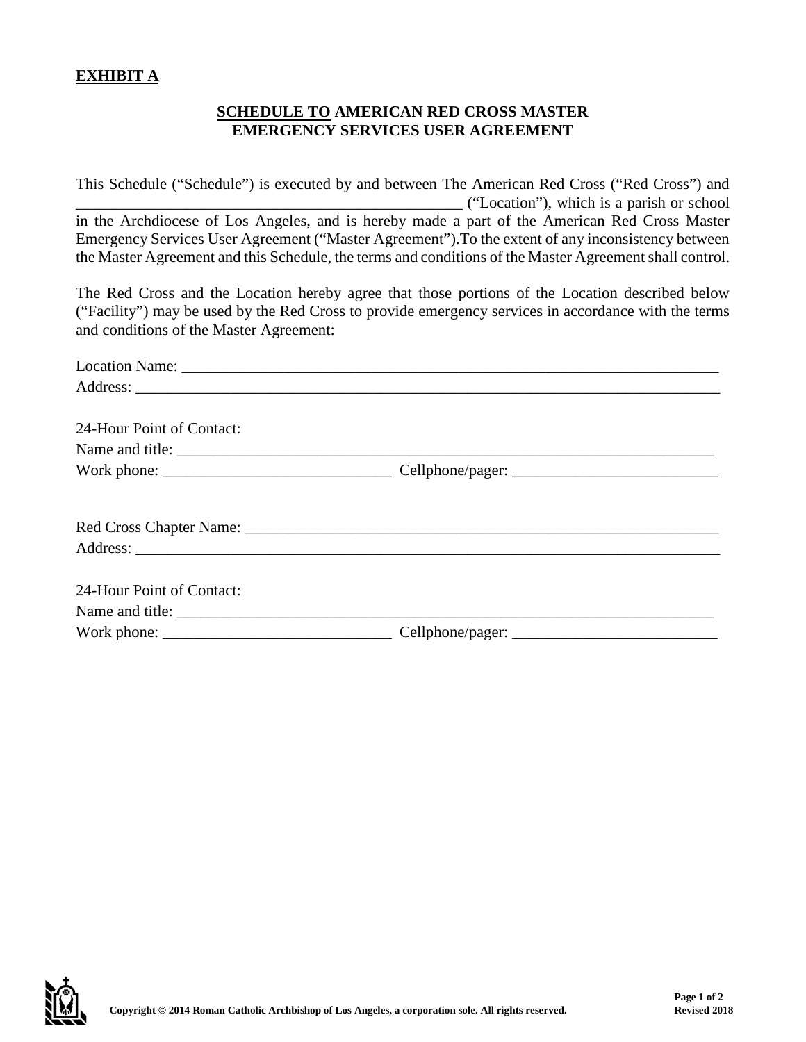**EXHIBIT A**

**SCHEDULE TO AMERICAN RED CROSS MASTER EMERGENCY SERVICES USER AGREEMENT**

This Schedule ("Schedule") is executed by and between The American Red Cross ("Red Cross") and _________________________________________________ ("Location"), which is a parish or school in the Archdiocese of Los Angeles, and is hereby made a part of the American Red Cross Master Emergency Services User Agreement ("Master Agreement").To the extent of any inconsistency between the Master Agreement and this Schedule, the terms and conditions of the Master Agreement shall control.

The Red Cross and the Location hereby agree that those portions of the Location described below ("Facility") may be used by the Red Cross to provide emergency services in accordance with the terms and conditions of the Master Agreement:

Location Name: _______________________________________________________________________

Address: _____________________________________________________________________________

24-Hour Point of Contact:

Name and title: _______________________________________________________________________

Work phone: _____________________________ Cellphone/pager: __________________________

Red Cross Chapter Name: _______________________________________________________________

Address: _____________________________________________________________________________

24-Hour Point of Contact:

Name and title: _______________________________________________________________________

Work phone: _____________________________ Cellphone/pager: __________________________

Copyright © 2014 Roman Catholic Archbishop of Los Angeles, a corporation sole. All rights reserved.

Revised 2018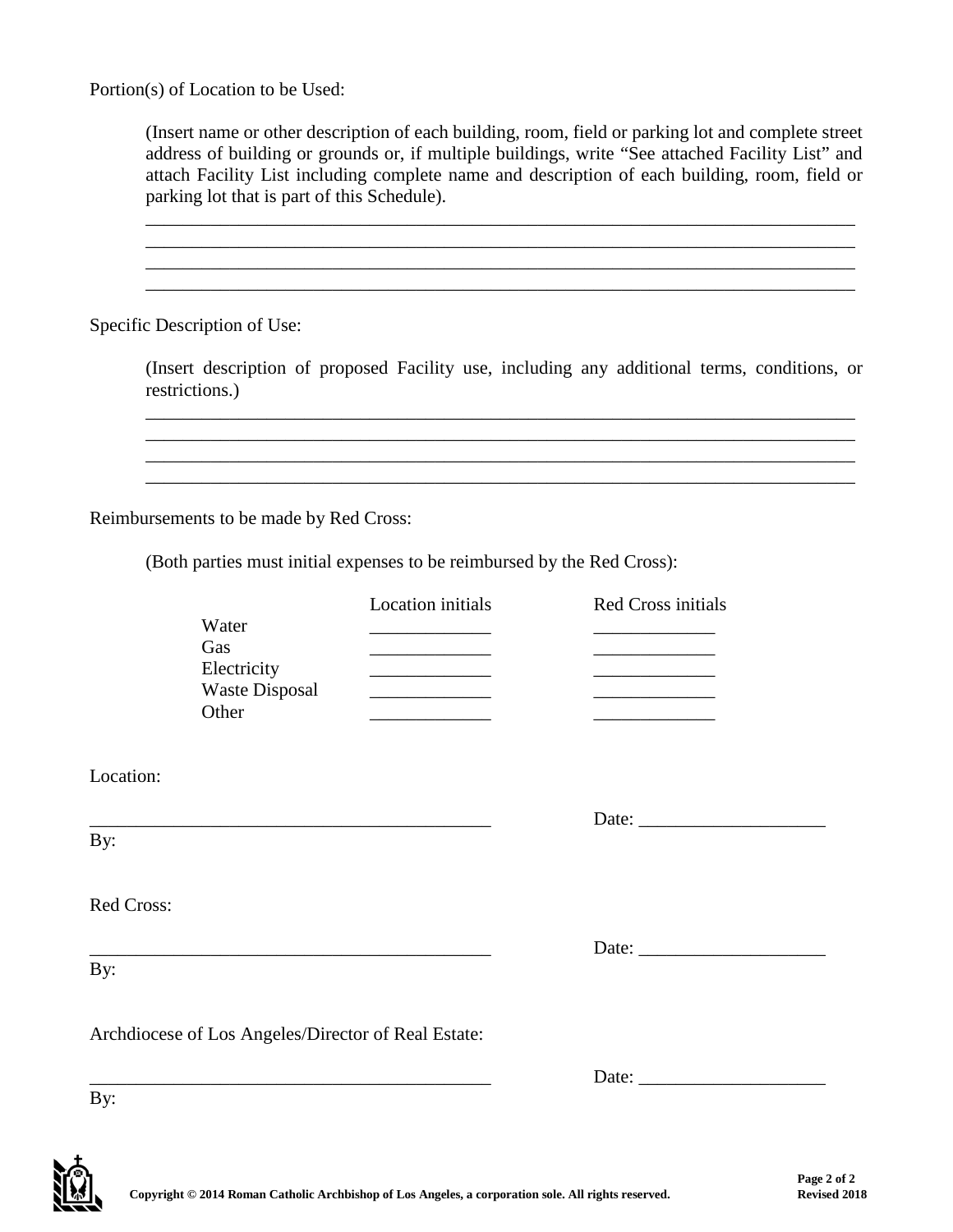Portion(s) of Location to be Used:

(Insert name or other description of each building, room, field or parking lot and complete street address of building or grounds or, if multiple buildings, write "See attached Facility List" and attach Facility List including complete name and description of each building, room, field or parking lot that is part of this Schedule).

_______________________________________________________________________________
_______________________________________________________________________________
_______________________________________________________________________________
_______________________________________________________________________________

Specific Description of Use:

(Insert description of proposed Facility use, including any additional terms, conditions, or restrictions.)

_______________________________________________________________________________
_______________________________________________________________________________
_______________________________________________________________________________
_______________________________________________________________________________

Reimbursements to be made by Red Cross:

(Both parties must initial expenses to be reimbursed by the Red Cross):

| | Location initials | Red Cross initials |
|---|---|---|
| Water | _____________ | _____________ |
| Gas | _____________ | _____________ |
| Electricity | _____________ | _____________ |
| Waste Disposal | _____________ | _____________ |
| Other | _____________ | _____________ |

Location:

____________________________________________ Date: ____________________

By:

Red Cross:

____________________________________________ Date: ____________________

By:

Archdiocese of Los Angeles/Director of Real Estate:

____________________________________________ Date: ____________________

By:

**Copyright © 2014 Roman Catholic Archbishop of Los Angeles, a corporation sole. All rights reserved.**

**Revised 2018**